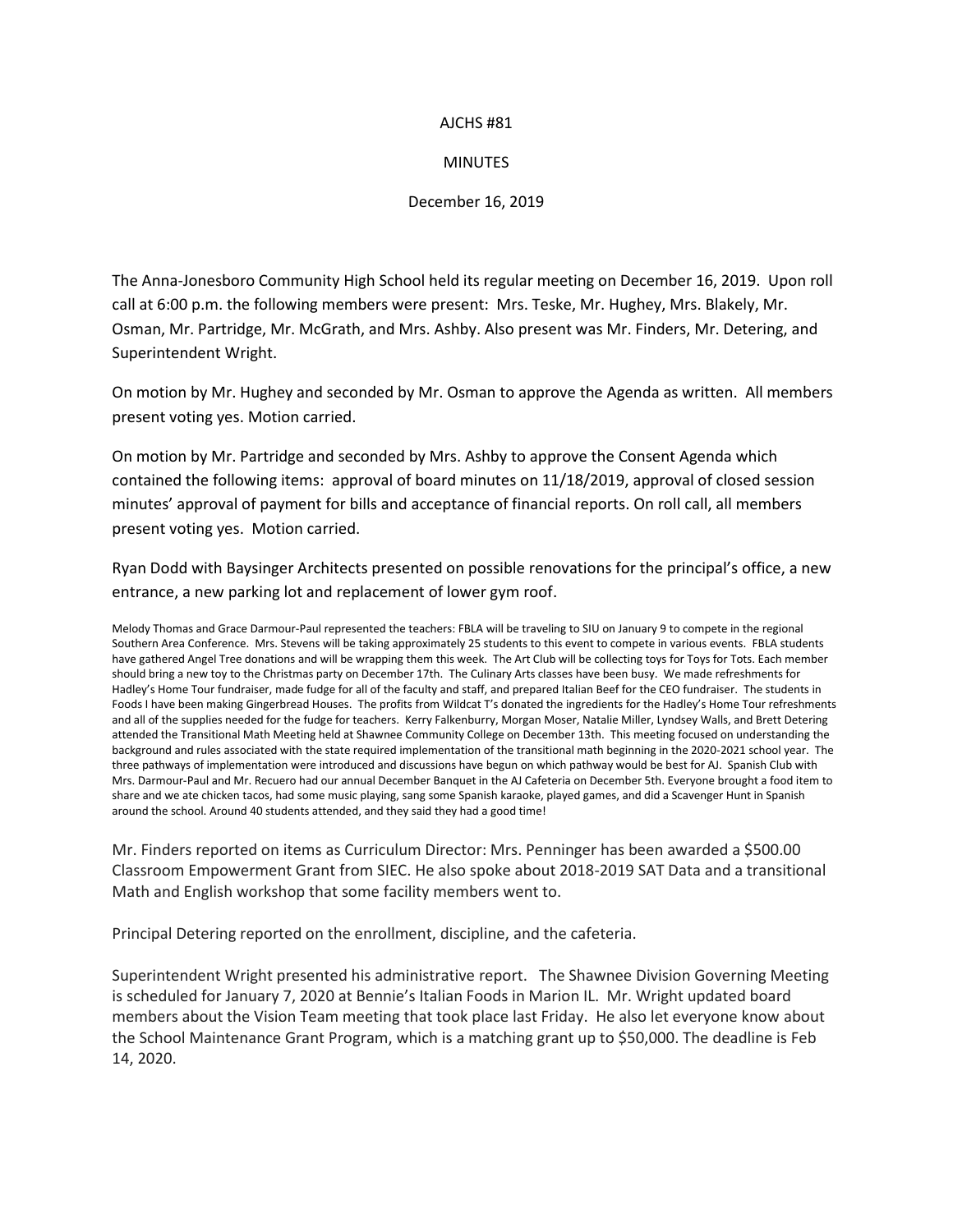AJCHS #81

MINUTES

December 16, 2019

The Anna-Jonesboro Community High School held its regular meeting on December 16, 2019. Upon roll call at 6:00 p.m. the following members were present: Mrs. Teske, Mr. Hughey, Mrs. Blakely, Mr. Osman, Mr. Partridge, Mr. McGrath, and Mrs. Ashby. Also present was Mr. Finders, Mr. Detering, and Superintendent Wright.

On motion by Mr. Hughey and seconded by Mr. Osman to approve the Agenda as written. All members present voting yes. Motion carried.

On motion by Mr. Partridge and seconded by Mrs. Ashby to approve the Consent Agenda which contained the following items: approval of board minutes on 11/18/2019, approval of closed session minutes' approval of payment for bills and acceptance of financial reports. On roll call, all members present voting yes. Motion carried.

Ryan Dodd with Baysinger Architects presented on possible renovations for the principal's office, a new entrance, a new parking lot and replacement of lower gym roof.

Melody Thomas and Grace Darmour-Paul represented the teachers: FBLA will be traveling to SIU on January 9 to compete in the regional Southern Area Conference. Mrs. Stevens will be taking approximately 25 students to this event to compete in various events. FBLA students have gathered Angel Tree donations and will be wrapping them this week. The Art Club will be collecting toys for Toys for Tots. Each member should bring a new toy to the Christmas party on December 17th. The Culinary Arts classes have been busy. We made refreshments for Hadley's Home Tour fundraiser, made fudge for all of the faculty and staff, and prepared Italian Beef for the CEO fundraiser. The students in Foods I have been making Gingerbread Houses. The profits from Wildcat T's donated the ingredients for the Hadley's Home Tour refreshments and all of the supplies needed for the fudge for teachers. Kerry Falkenburry, Morgan Moser, Natalie Miller, Lyndsey Walls, and Brett Detering attended the Transitional Math Meeting held at Shawnee Community College on December 13th. This meeting focused on understanding the background and rules associated with the state required implementation of the transitional math beginning in the 2020-2021 school year. The three pathways of implementation were introduced and discussions have begun on which pathway would be best for AJ. Spanish Club with Mrs. Darmour-Paul and Mr. Recuero had our annual December Banquet in the AJ Cafeteria on December 5th. Everyone brought a food item to share and we ate chicken tacos, had some music playing, sang some Spanish karaoke, played games, and did a Scavenger Hunt in Spanish around the school. Around 40 students attended, and they said they had a good time!

Mr. Finders reported on items as Curriculum Director: Mrs. Penninger has been awarded a $500.00 Classroom Empowerment Grant from SIEC. He also spoke about 2018-2019 SAT Data and a transitional Math and English workshop that some facility members went to.

Principal Detering reported on the enrollment, discipline, and the cafeteria.

Superintendent Wright presented his administrative report. The Shawnee Division Governing Meeting is scheduled for January 7, 2020 at Bennie's Italian Foods in Marion IL. Mr. Wright updated board members about the Vision Team meeting that took place last Friday. He also let everyone know about the School Maintenance Grant Program, which is a matching grant up to $50,000. The deadline is Feb 14, 2020.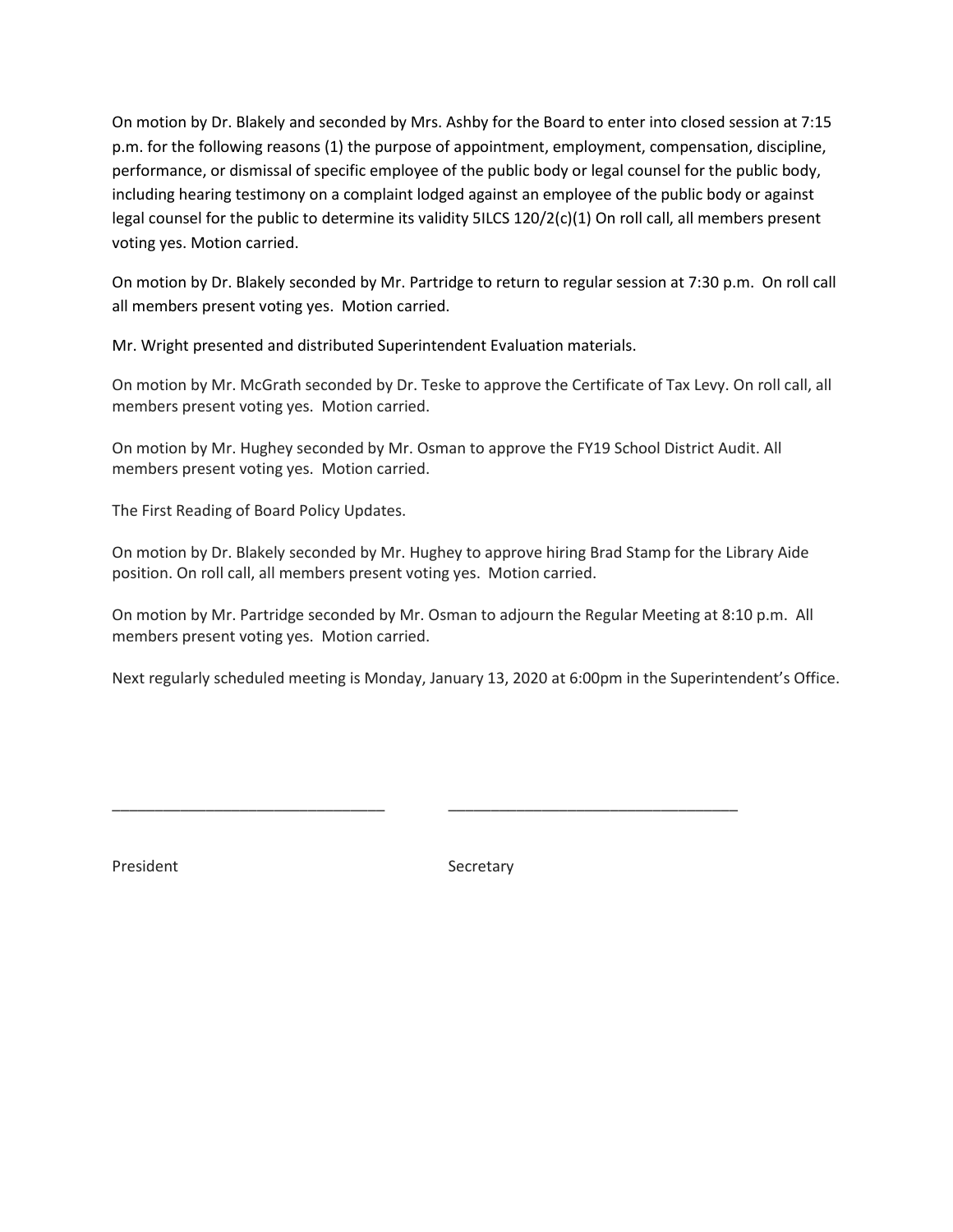On motion by Dr. Blakely and seconded by Mrs. Ashby for the Board to enter into closed session at 7:15 p.m. for the following reasons (1) the purpose of appointment, employment, compensation, discipline, performance, or dismissal of specific employee of the public body or legal counsel for the public body, including hearing testimony on a complaint lodged against an employee of the public body or against legal counsel for the public to determine its validity 5ILCS 120/2(c)(1) On roll call, all members present voting yes. Motion carried.

On motion by Dr. Blakely seconded by Mr. Partridge to return to regular session at 7:30 p.m. On roll call all members present voting yes. Motion carried.

Mr. Wright presented and distributed Superintendent Evaluation materials.

On motion by Mr. McGrath seconded by Dr. Teske to approve the Certificate of Tax Levy. On roll call, all members present voting yes. Motion carried.

On motion by Mr. Hughey seconded by Mr. Osman to approve the FY19 School District Audit. All members present voting yes. Motion carried.

The First Reading of Board Policy Updates.

On motion by Dr. Blakely seconded by Mr. Hughey to approve hiring Brad Stamp for the Library Aide position. On roll call, all members present voting yes. Motion carried.

On motion by Mr. Partridge seconded by Mr. Osman to adjourn the Regular Meeting at 8:10 p.m. All members present voting yes. Motion carried.

Next regularly scheduled meeting is Monday, January 13, 2020 at 6:00pm in the Superintendent's Office.

________________________________ ________________________________

President Secretary